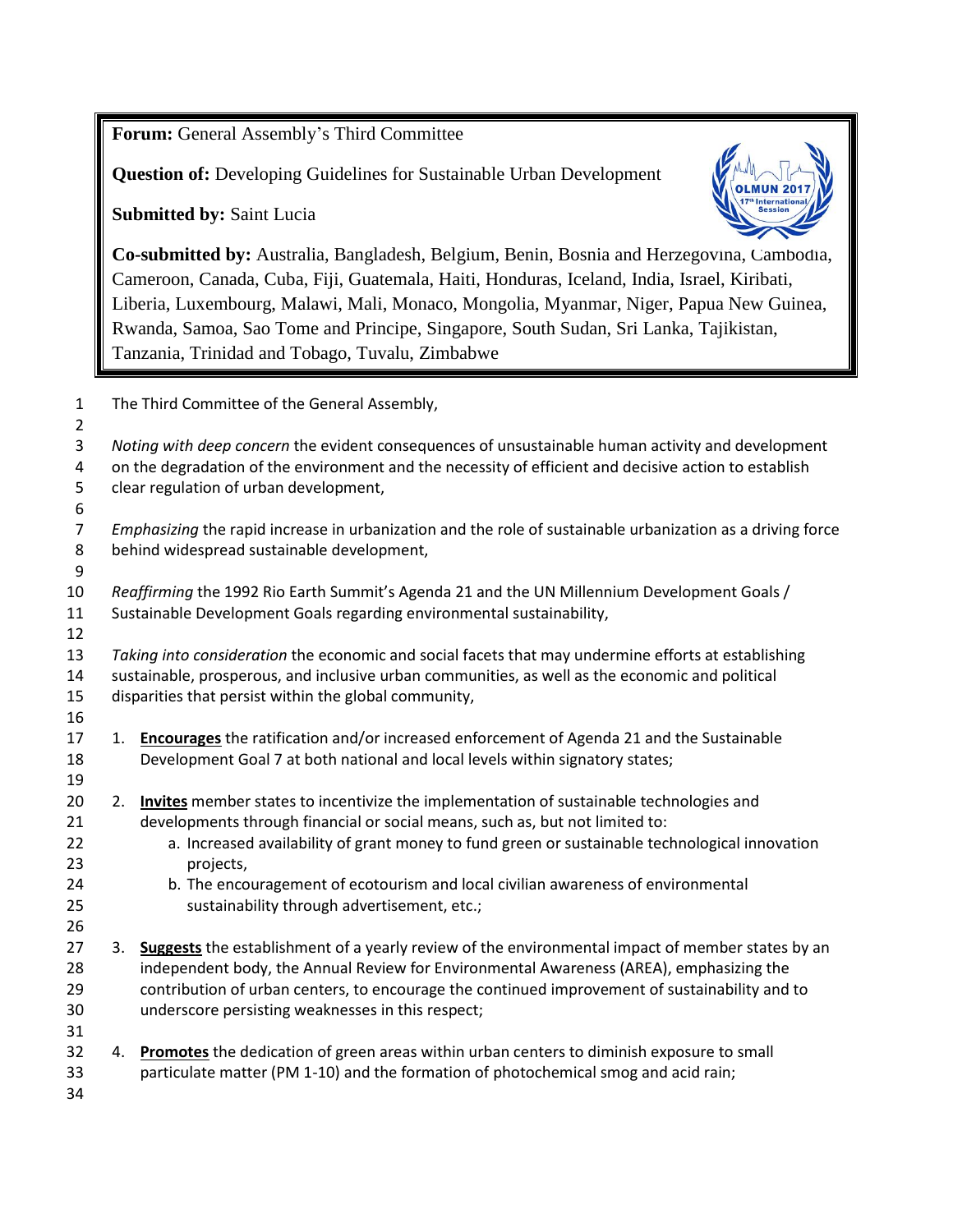**Forum:** General Assembly's Third Committee

**Question of:** Developing Guidelines for Sustainable Urban Development

**Submitted by:** Saint Lucia

**Co-submitted by:** Australia, Bangladesh, Belgium, Benin, Bosnia and Herzegovina, Cambodia, Cameroon, Canada, Cuba, Fiji, Guatemala, Haiti, Honduras, Iceland, India, Israel, Kiribati, Liberia, Luxembourg, Malawi, Mali, Monaco, Mongolia, Myanmar, Niger, Papua New Guinea, Rwanda, Samoa, Sao Tome and Principe, Singapore, South Sudan, Sri Lanka, Tajikistan, Tanzania, Trinidad and Tobago, Tuvalu, Zimbabwe

The Third Committee of the General Assembly,

*Noting with deep concern* the evident consequences of unsustainable human activity and development on the degradation of the environment and the necessity of efficient and decisive action to establish clear regulation of urban development,

*Emphasizing* the rapid increase in urbanization and the role of sustainable urbanization as a driving force behind widespread sustainable development,

*Reaffirming* the 1992 Rio Earth Summit's Agenda 21 and the UN Millennium Development Goals / Sustainable Development Goals regarding environmental sustainability,

*Taking into consideration* the economic and social facets that may undermine efforts at establishing sustainable, prosperous, and inclusive urban communities, as well as the economic and political disparities that persist within the global community,

1. **Encourages** the ratification and/or increased enforcement of Agenda 21 and the Sustainable Development Goal 7 at both national and local levels within signatory states;

2. **Invites** member states to incentivize the implementation of sustainable technologies and developments through financial or social means, such as, but not limited to:
    a. Increased availability of grant money to fund green or sustainable technological innovation projects,
    b. The encouragement of ecotourism and local civilian awareness of environmental sustainability through advertisement, etc.;

3. **Suggests** the establishment of a yearly review of the environmental impact of member states by an independent body, the Annual Review for Environmental Awareness (AREA), emphasizing the contribution of urban centers, to encourage the continued improvement of sustainability and to underscore persisting weaknesses in this respect;

4. **Promotes** the dedication of green areas within urban centers to diminish exposure to small particulate matter (PM 1-10) and the formation of photochemical smog and acid rain;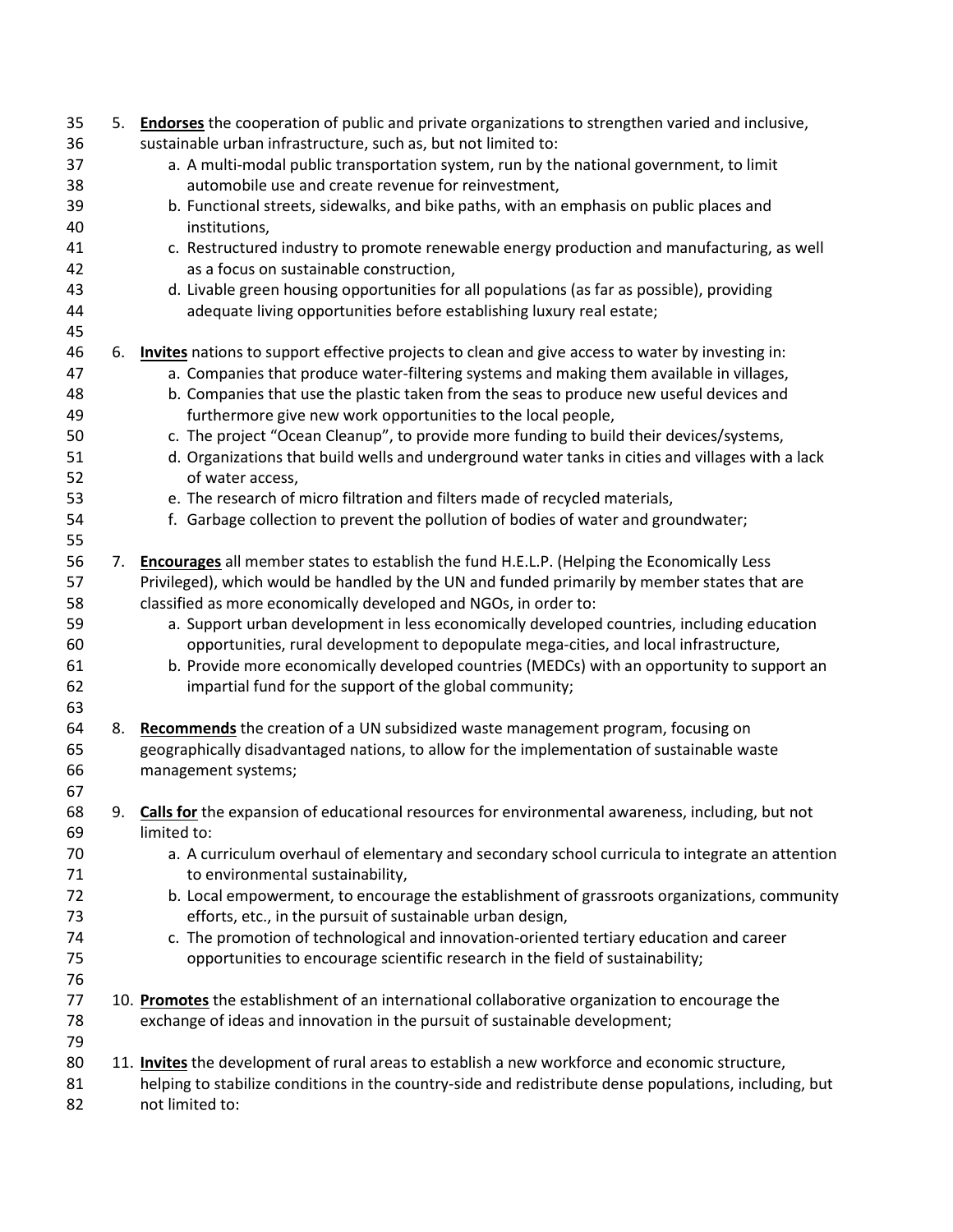5. **Endorses** the cooperation of public and private organizations to strengthen varied and inclusive, sustainable urban infrastructure, such as, but not limited to:
    a. A multi-modal public transportation system, run by the national government, to limit automobile use and create revenue for reinvestment,
    b. Functional streets, sidewalks, and bike paths, with an emphasis on public places and institutions,
    c. Restructured industry to promote renewable energy production and manufacturing, as well as a focus on sustainable construction,
    d. Livable green housing opportunities for all populations (as far as possible), providing adequate living opportunities before establishing luxury real estate;

6. **Invites** nations to support effective projects to clean and give access to water by investing in:
    a. Companies that produce water-filtering systems and making them available in villages,
    b. Companies that use the plastic taken from the seas to produce new useful devices and furthermore give new work opportunities to the local people,
    c. The project "Ocean Cleanup", to provide more funding to build their devices/systems,
    d. Organizations that build wells and underground water tanks in cities and villages with a lack of water access,
    e. The research of micro filtration and filters made of recycled materials,
    f. Garbage collection to prevent the pollution of bodies of water and groundwater;

7. **Encourages** all member states to establish the fund H.E.L.P. (Helping the Economically Less Privileged), which would be handled by the UN and funded primarily by member states that are classified as more economically developed and NGOs, in order to:
    a. Support urban development in less economically developed countries, including education opportunities, rural development to depopulate mega-cities, and local infrastructure,
    b. Provide more economically developed countries (MEDCs) with an opportunity to support an impartial fund for the support of the global community;

8. **Recommends** the creation of a UN subsidized waste management program, focusing on geographically disadvantaged nations, to allow for the implementation of sustainable waste management systems;

9. **Calls for** the expansion of educational resources for environmental awareness, including, but not limited to:
    a. A curriculum overhaul of elementary and secondary school curricula to integrate an attention to environmental sustainability,
    b. Local empowerment, to encourage the establishment of grassroots organizations, community efforts, etc., in the pursuit of sustainable urban design,
    c. The promotion of technological and innovation-oriented tertiary education and career opportunities to encourage scientific research in the field of sustainability;

10. **Promotes** the establishment of an international collaborative organization to encourage the exchange of ideas and innovation in the pursuit of sustainable development;

11. **Invites** the development of rural areas to establish a new workforce and economic structure, helping to stabilize conditions in the country-side and redistribute dense populations, including, but not limited to: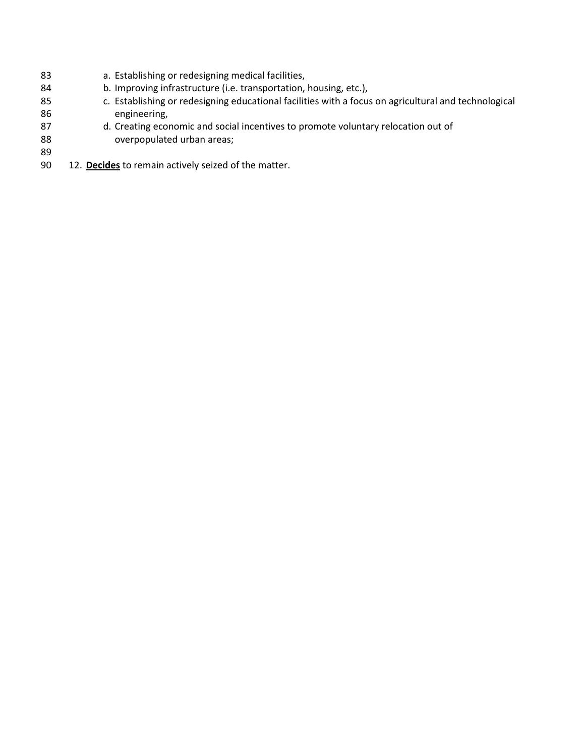a. Establishing or redesigning medical facilities,
b. Improving infrastructure (i.e. transportation, housing, etc.),
c. Establishing or redesigning educational facilities with a focus on agricultural and technological engineering,
d. Creating economic and social incentives to promote voluntary relocation out of overpopulated urban areas;

12. **Decides** to remain actively seized of the matter.